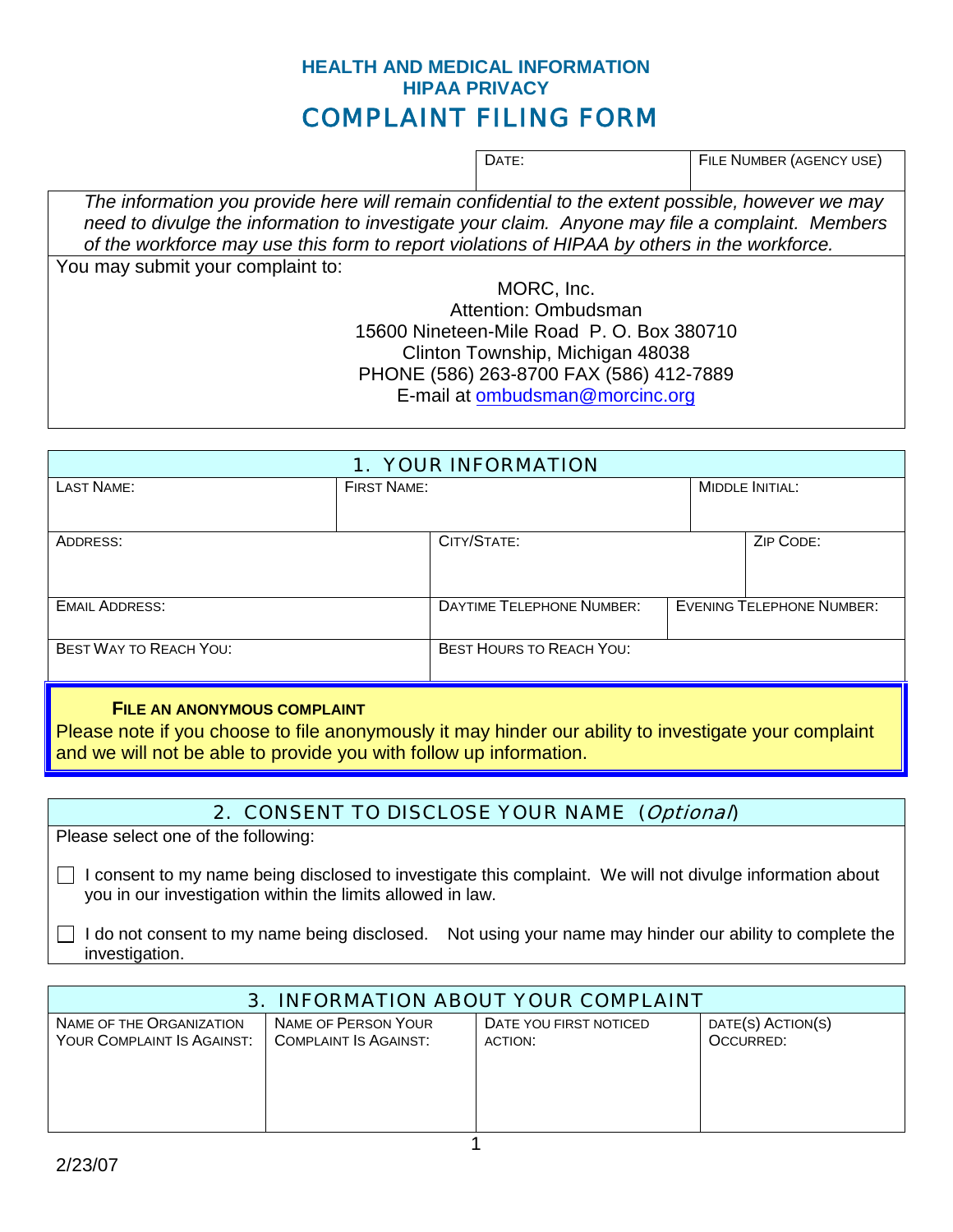# HEALTH AND MEDICAL INFORMATION
# HIPAA PRIVACY
# COMPLAINT FILING FORM

| DATE: | FILE NUMBER (AGENCY USE) |
|---|---|
| | |

*The information you provide here will remain confidential to the extent possible, however we may need to divulge the information to investigate your claim. Anyone may file a complaint. Members of the workforce may use this form to report violations of HIPAA by others in the workforce.*

You may submit your complaint to:

MORC, Inc.
Attention: Ombudsman
15600 Nineteen-Mile Road P. O. Box 380710
Clinton Township, Michigan 48038
PHONE (586) 263-8700 FAX (586) 412-7889
E-mail at ombudsman@morcinc.org

## 1. YOUR INFORMATION

| LAST NAME: | FIRST NAME: | MIDDLE INITIAL: |
|---|---|---|
| | | |

| ADDRESS: | CITY/STATE: | ZIP CODE: |
|---|---|---|
| | | |

| EMAIL ADDRESS: | DAYTIME TELEPHONE NUMBER: | EVENING TELEPHONE NUMBER: |
|---|---|---|
| | | |

| BEST WAY TO REACH YOU: | BEST HOURS TO REACH YOU: |
|---|---|
| | |

**FILE AN ANONYMOUS COMPLAINT**

Please note if you choose to file anonymously it may hinder our ability to investigate your complaint and we will not be able to provide you with follow up information.

## 2. CONSENT TO DISCLOSE YOUR NAME (*Optional*)

Please select one of the following:

☐ I consent to my name being disclosed to investigate this complaint. We will not divulge information about you in our investigation within the limits allowed in law.

☐ I do not consent to my name being disclosed. Not using your name may hinder our ability to complete the investigation.

## 3. INFORMATION ABOUT YOUR COMPLAINT

| NAME OF THE ORGANIZATION YOUR COMPLAINT IS AGAINST: | NAME OF PERSON YOUR COMPLAINT IS AGAINST: | DATE YOU FIRST NOTICED ACTION: | DATE(S) ACTION(S) OCCURRED: |
|---|---|---|---|
| | | | |

2/23/07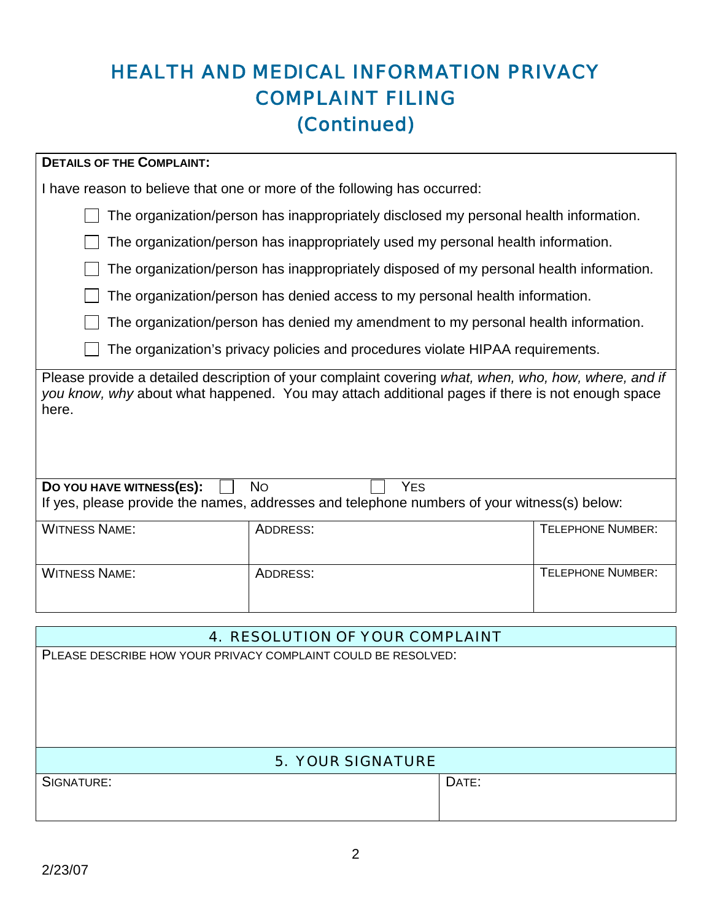# HEALTH AND MEDICAL INFORMATION PRIVACY COMPLAINT FILING (Continued)

**DETAILS OF THE COMPLAINT:**

I have reason to believe that one or more of the following has occurred:

- ☐ The organization/person has inappropriately disclosed my personal health information.
- ☐ The organization/person has inappropriately used my personal health information.
- ☐ The organization/person has inappropriately disposed of my personal health information.
- ☐ The organization/person has denied access to my personal health information.
- ☐ The organization/person has denied my amendment to my personal health information.
- ☐ The organization's privacy policies and procedures violate HIPAA requirements.

Please provide a detailed description of your complaint covering *what, when, who, how, where, and if you know, why* about what happened. You may attach additional pages if there is not enough space here.

**DO YOU HAVE WITNESS(ES):** ☐ NO ☐ YES

If yes, please provide the names, addresses and telephone numbers of your witness(s) below:

| WITNESS NAME: | ADDRESS: | TELEPHONE NUMBER: |
|---|---|---|
| WITNESS NAME: | ADDRESS: | TELEPHONE NUMBER: |

## 4. RESOLUTION OF YOUR COMPLAINT

PLEASE DESCRIBE HOW YOUR PRIVACY COMPLAINT COULD BE RESOLVED:

## 5. YOUR SIGNATURE

| SIGNATURE: | DATE: |
|---|---|

2/23/07